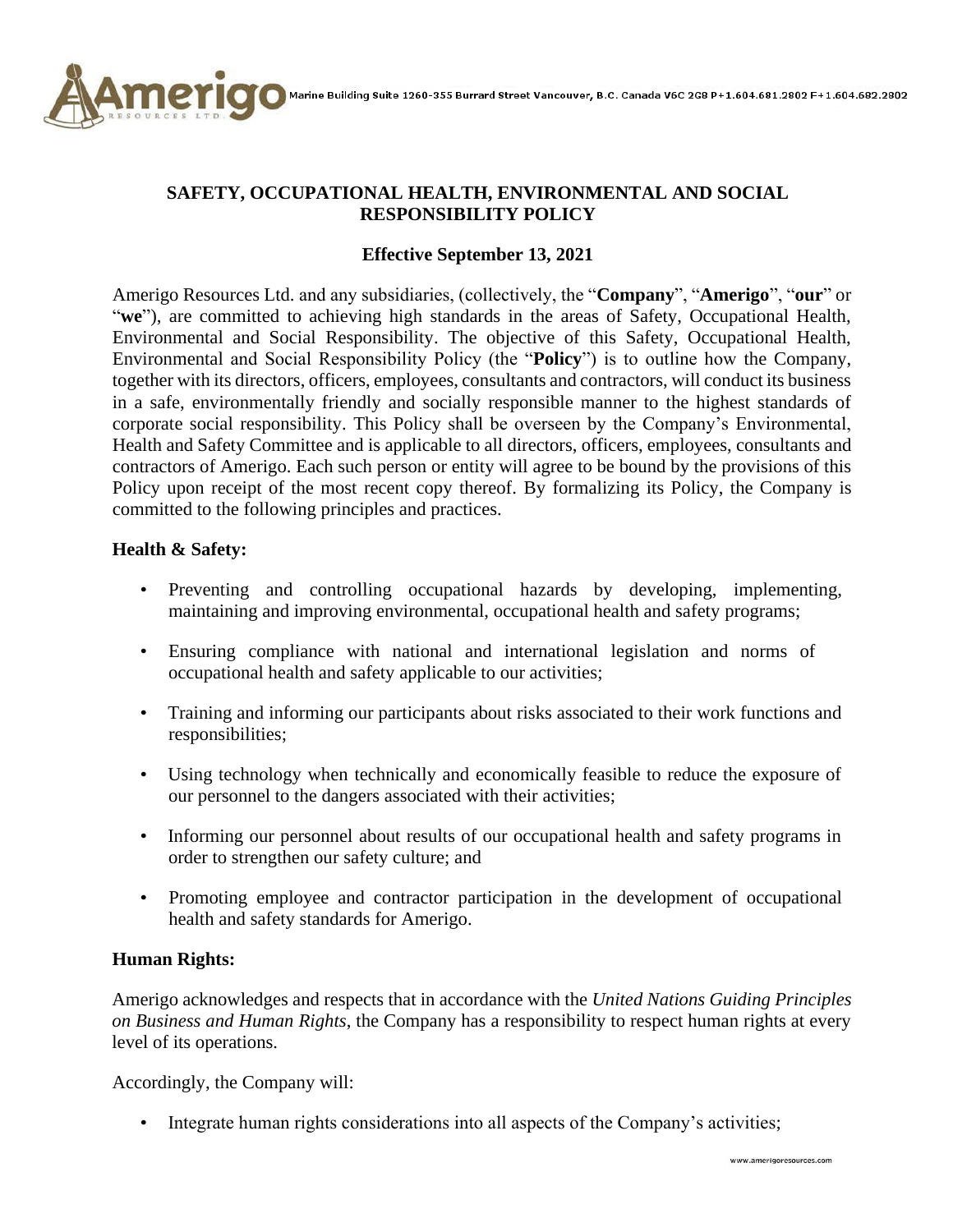# SAFETY, OCCUPATIONAL HEALTH, ENVIRONMENTAL AND SOCIAL RESPONSIBILITY POLICY

**Effective September 13, 2021**

Amerigo Resources Ltd. and any subsidiaries, (collectively, the "**Company**", "**Amerigo**", "**our**" or "**we**"), are committed to achieving high standards in the areas of Safety, Occupational Health, Environmental and Social Responsibility. The objective of this Safety, Occupational Health, Environmental and Social Responsibility Policy (the "**Policy**") is to outline how the Company, together with its directors, officers, employees, consultants and contractors, will conduct its business in a safe, environmentally friendly and socially responsible manner to the highest standards of corporate social responsibility. This Policy shall be overseen by the Company's Environmental, Health and Safety Committee and is applicable to all directors, officers, employees, consultants and contractors of Amerigo. Each such person or entity will agree to be bound by the provisions of this Policy upon receipt of the most recent copy thereof. By formalizing its Policy, the Company is committed to the following principles and practices.

**Health & Safety:**

- Preventing and controlling occupational hazards by developing, implementing, maintaining and improving environmental, occupational health and safety programs;
- Ensuring compliance with national and international legislation and norms of occupational health and safety applicable to our activities;
- Training and informing our participants about risks associated to their work functions and responsibilities;
- Using technology when technically and economically feasible to reduce the exposure of our personnel to the dangers associated with their activities;
- Informing our personnel about results of our occupational health and safety programs in order to strengthen our safety culture; and
- Promoting employee and contractor participation in the development of occupational health and safety standards for Amerigo.

**Human Rights:**

Amerigo acknowledges and respects that in accordance with the *United Nations Guiding Principles on Business and Human Rights*, the Company has a responsibility to respect human rights at every level of its operations.

Accordingly, the Company will:

- Integrate human rights considerations into all aspects of the Company's activities;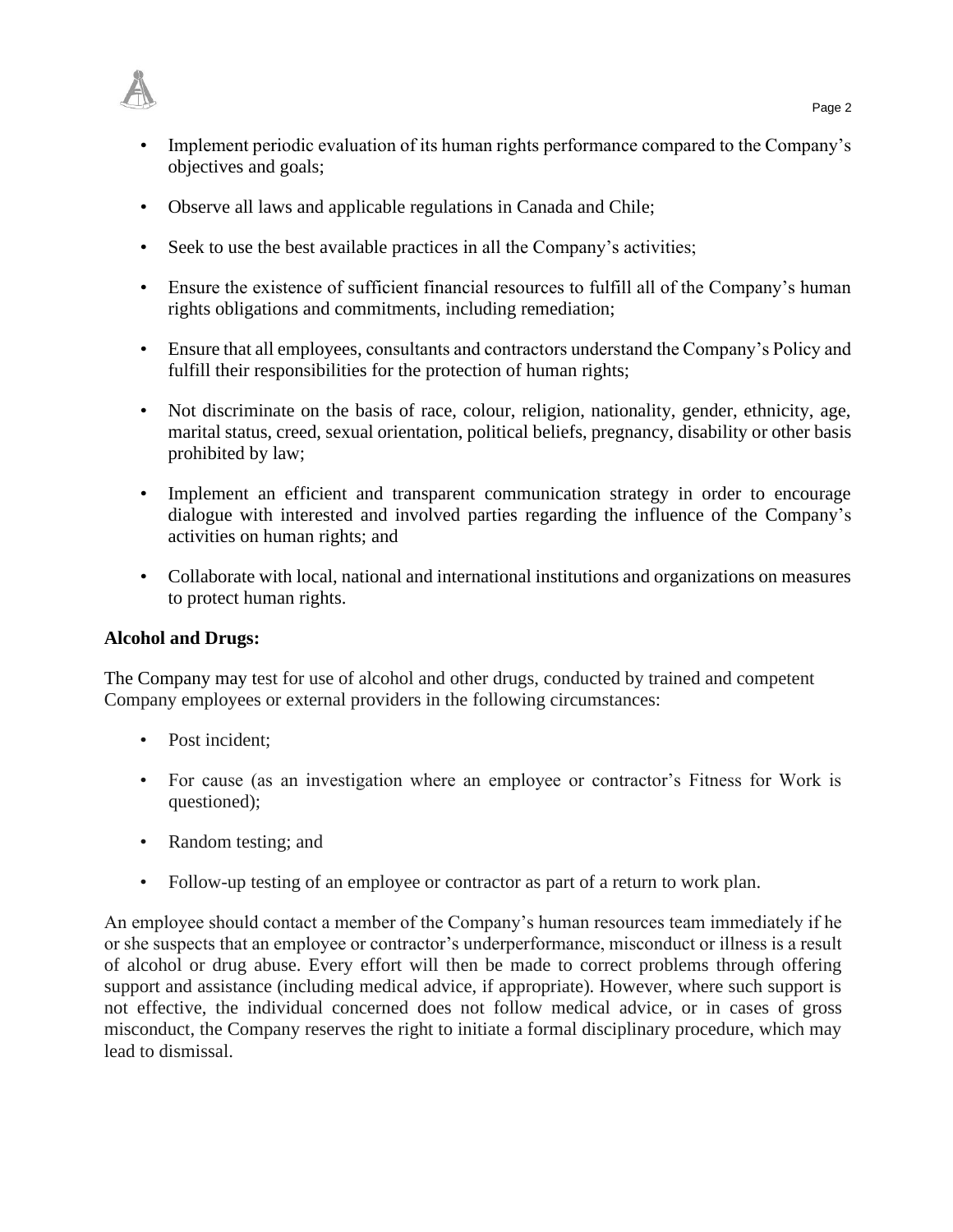- Implement periodic evaluation of its human rights performance compared to the Company's objectives and goals;
- Observe all laws and applicable regulations in Canada and Chile;
- Seek to use the best available practices in all the Company's activities;
- Ensure the existence of sufficient financial resources to fulfill all of the Company's human rights obligations and commitments, including remediation;
- Ensure that all employees, consultants and contractors understand the Company's Policy and fulfill their responsibilities for the protection of human rights;
- Not discriminate on the basis of race, colour, religion, nationality, gender, ethnicity, age, marital status, creed, sexual orientation, political beliefs, pregnancy, disability or other basis prohibited by law;
- Implement an efficient and transparent communication strategy in order to encourage dialogue with interested and involved parties regarding the influence of the Company's activities on human rights; and
- Collaborate with local, national and international institutions and organizations on measures to protect human rights.

**Alcohol and Drugs:**

The Company may test for use of alcohol and other drugs, conducted by trained and competent Company employees or external providers in the following circumstances:

- Post incident;
- For cause (as an investigation where an employee or contractor's Fitness for Work is questioned);
- Random testing; and
- Follow-up testing of an employee or contractor as part of a return to work plan.

An employee should contact a member of the Company's human resources team immediately if he or she suspects that an employee or contractor's underperformance, misconduct or illness is a result of alcohol or drug abuse. Every effort will then be made to correct problems through offering support and assistance (including medical advice, if appropriate). However, where such support is not effective, the individual concerned does not follow medical advice, or in cases of gross misconduct, the Company reserves the right to initiate a formal disciplinary procedure, which may lead to dismissal.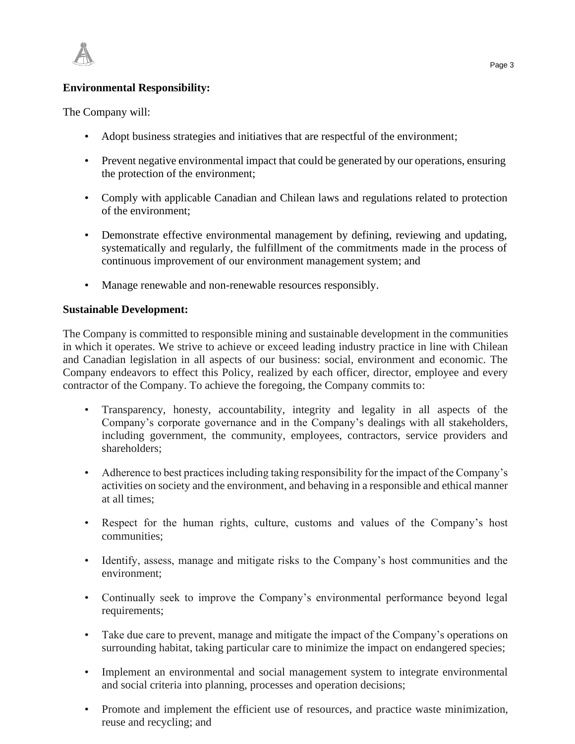**Environmental Responsibility:**

The Company will:

- Adopt business strategies and initiatives that are respectful of the environment;
- Prevent negative environmental impact that could be generated by our operations, ensuring the protection of the environment;
- Comply with applicable Canadian and Chilean laws and regulations related to protection of the environment;
- Demonstrate effective environmental management by defining, reviewing and updating, systematically and regularly, the fulfillment of the commitments made in the process of continuous improvement of our environment management system; and
- Manage renewable and non-renewable resources responsibly.

**Sustainable Development:**

The Company is committed to responsible mining and sustainable development in the communities in which it operates. We strive to achieve or exceed leading industry practice in line with Chilean and Canadian legislation in all aspects of our business: social, environment and economic. The Company endeavors to effect this Policy, realized by each officer, director, employee and every contractor of the Company. To achieve the foregoing, the Company commits to:

- Transparency, honesty, accountability, integrity and legality in all aspects of the Company's corporate governance and in the Company's dealings with all stakeholders, including government, the community, employees, contractors, service providers and shareholders;
- Adherence to best practices including taking responsibility for the impact of the Company's activities on society and the environment, and behaving in a responsible and ethical manner at all times;
- Respect for the human rights, culture, customs and values of the Company's host communities;
- Identify, assess, manage and mitigate risks to the Company's host communities and the environment;
- Continually seek to improve the Company's environmental performance beyond legal requirements;
- Take due care to prevent, manage and mitigate the impact of the Company's operations on surrounding habitat, taking particular care to minimize the impact on endangered species;
- Implement an environmental and social management system to integrate environmental and social criteria into planning, processes and operation decisions;
- Promote and implement the efficient use of resources, and practice waste minimization, reuse and recycling; and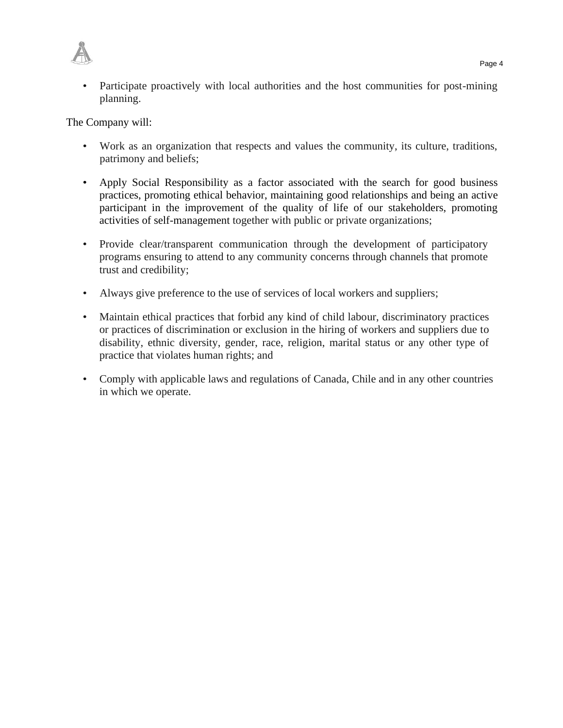- Participate proactively with local authorities and the host communities for post-mining planning.

The Company will:

- Work as an organization that respects and values the community, its culture, traditions, patrimony and beliefs;
- Apply Social Responsibility as a factor associated with the search for good business practices, promoting ethical behavior, maintaining good relationships and being an active participant in the improvement of the quality of life of our stakeholders, promoting activities of self-management together with public or private organizations;
- Provide clear/transparent communication through the development of participatory programs ensuring to attend to any community concerns through channels that promote trust and credibility;
- Always give preference to the use of services of local workers and suppliers;
- Maintain ethical practices that forbid any kind of child labour, discriminatory practices or practices of discrimination or exclusion in the hiring of workers and suppliers due to disability, ethnic diversity, gender, race, religion, marital status or any other type of practice that violates human rights; and
- Comply with applicable laws and regulations of Canada, Chile and in any other countries in which we operate.